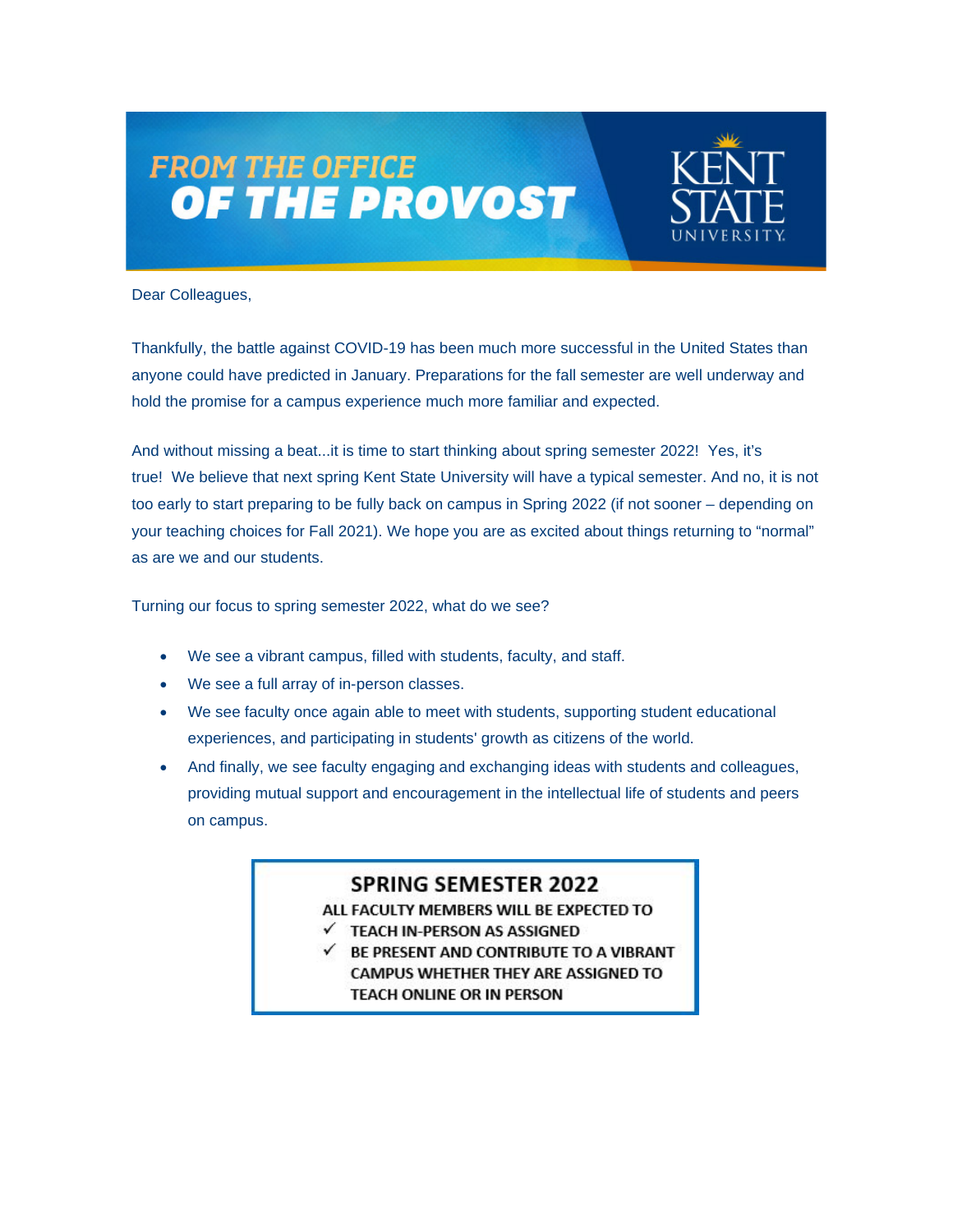# FROM THE OFFICE OF THE PROVOST

KENT STATE UNIVERSITY

Dear Colleagues,

Thankfully, the battle against COVID-19 has been much more successful in the United States than anyone could have predicted in January. Preparations for the fall semester are well underway and hold the promise for a campus experience much more familiar and expected.

And without missing a beat...it is time to start thinking about spring semester 2022! Yes, it's true! We believe that next spring Kent State University will have a typical semester. And no, it is not too early to start preparing to be fully back on campus in Spring 2022 (if not sooner – depending on your teaching choices for Fall 2021). We hope you are as excited about things returning to "normal" as are we and our students.

Turning our focus to spring semester 2022, what do we see?

- We see a vibrant campus, filled with students, faculty, and staff.
- We see a full array of in-person classes.
- We see faculty once again able to meet with students, supporting student educational experiences, and participating in students' growth as citizens of the world.
- And finally, we see faculty engaging and exchanging ideas with students and colleagues, providing mutual support and encouragement in the intellectual life of students and peers on campus.

**SPRING SEMESTER 2022**

**ALL FACULTY MEMBERS WILL BE EXPECTED TO**

- ✓ **TEACH IN-PERSON AS ASSIGNED**
- ✓ **BE PRESENT AND CONTRIBUTE TO A VIBRANT CAMPUS WHETHER THEY ARE ASSIGNED TO TEACH ONLINE OR IN PERSON**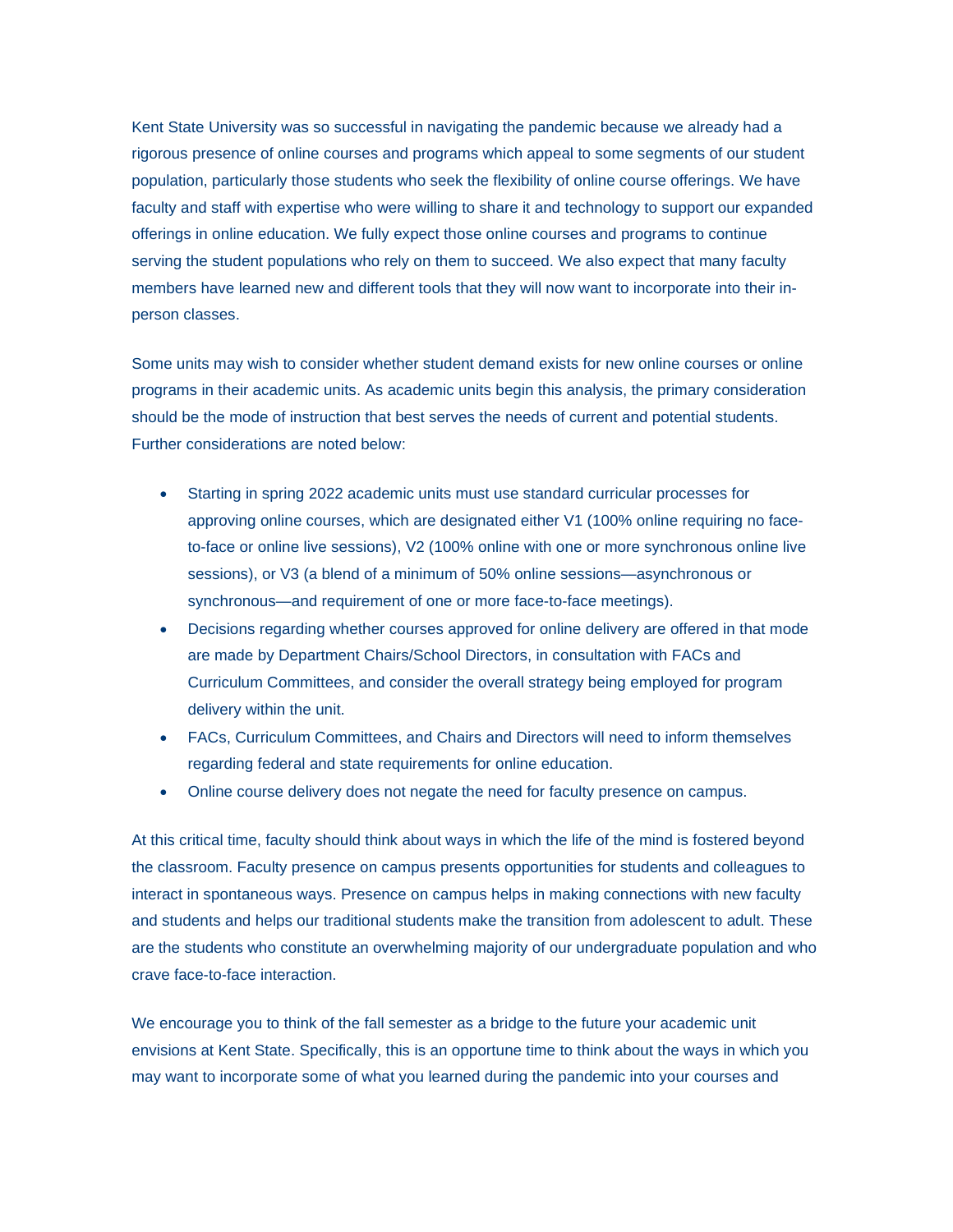Kent State University was so successful in navigating the pandemic because we already had a rigorous presence of online courses and programs which appeal to some segments of our student population, particularly those students who seek the flexibility of online course offerings. We have faculty and staff with expertise who were willing to share it and technology to support our expanded offerings in online education. We fully expect those online courses and programs to continue serving the student populations who rely on them to succeed. We also expect that many faculty members have learned new and different tools that they will now want to incorporate into their in-person classes.

Some units may wish to consider whether student demand exists for new online courses or online programs in their academic units. As academic units begin this analysis, the primary consideration should be the mode of instruction that best serves the needs of current and potential students. Further considerations are noted below:

- Starting in spring 2022 academic units must use standard curricular processes for approving online courses, which are designated either V1 (100% online requiring no face-to-face or online live sessions), V2 (100% online with one or more synchronous online live sessions), or V3 (a blend of a minimum of 50% online sessions—asynchronous or synchronous—and requirement of one or more face-to-face meetings).
- Decisions regarding whether courses approved for online delivery are offered in that mode are made by Department Chairs/School Directors, in consultation with FACs and Curriculum Committees, and consider the overall strategy being employed for program delivery within the unit.
- FACs, Curriculum Committees, and Chairs and Directors will need to inform themselves regarding federal and state requirements for online education.
- Online course delivery does not negate the need for faculty presence on campus.

At this critical time, faculty should think about ways in which the life of the mind is fostered beyond the classroom. Faculty presence on campus presents opportunities for students and colleagues to interact in spontaneous ways. Presence on campus helps in making connections with new faculty and students and helps our traditional students make the transition from adolescent to adult. These are the students who constitute an overwhelming majority of our undergraduate population and who crave face-to-face interaction.

We encourage you to think of the fall semester as a bridge to the future your academic unit envisions at Kent State. Specifically, this is an opportune time to think about the ways in which you may want to incorporate some of what you learned during the pandemic into your courses and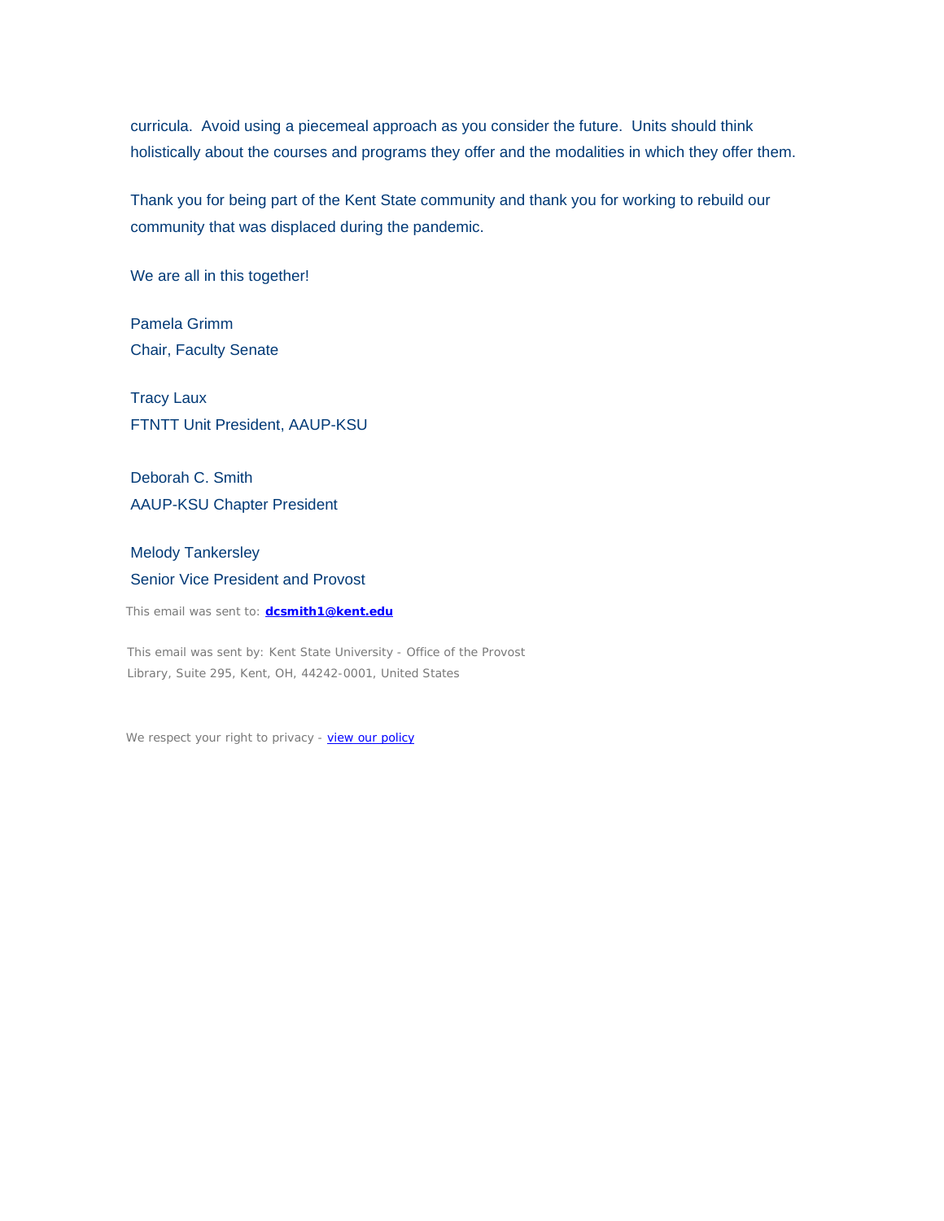curricula.  Avoid using a piecemeal approach as you consider the future.  Units should think holistically about the courses and programs they offer and the modalities in which they offer them.

Thank you for being part of the Kent State community and thank you for working to rebuild our community that was displaced during the pandemic.

We are all in this together!

Pamela Grimm
Chair, Faculty Senate

Tracy Laux
FTNTT Unit President, AAUP-KSU

Deborah C. Smith
AAUP-KSU Chapter President

Melody Tankersley
Senior Vice President and Provost

This email was sent to: **dcsmith1@kent.edu**

This email was sent by: Kent State University - Office of the Provost
Library, Suite 295, Kent, OH, 44242-0001, United States

We respect your right to privacy - view our policy